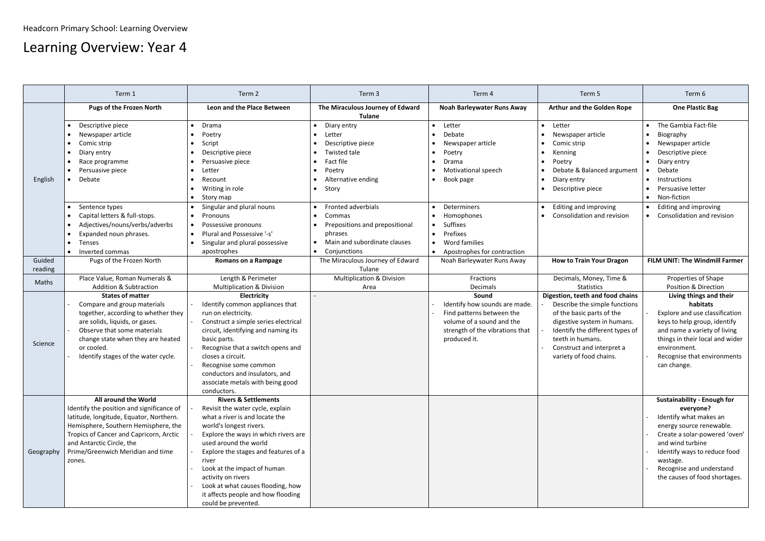Headcorn Primary School: Learning Overview

# Learning Overview: Year 4

| | Term 1 | Term 2 | Term 3 | Term 4 | Term 5 | Term 6 |
|---|---|---|---|---|---|---|
| English | **Pugs of the Frozen North** | **Leon and the Place Between** | **The Miraculous Journey of Edward Tulane** | **Noah Barleywater Runs Away** | **Arthur and the Golden Rope** | **One Plastic Bag** |
| | • Descriptive piece<br>• Newspaper article<br>• Comic strip<br>• Diary entry<br>• Race programme<br>• Persuasive piece<br>• Debate | • Drama<br>• Poetry<br>• Script<br>• Descriptive piece<br>• Persuasive piece<br>• Letter<br>• Recount<br>• Writing in role<br>• Story map | • Diary entry<br>• Letter<br>• Descriptive piece<br>• Twisted tale<br>• Fact file<br>• Poetry<br>• Alternative ending<br>• Story | • Letter<br>• Debate<br>• Newspaper article<br>• Poetry<br>• Drama<br>• Motivational speech<br>• Book page | • Letter<br>• Newspaper article<br>• Comic strip<br>• Kenning<br>• Poetry<br>• Debate & Balanced argument<br>• Diary entry<br>• Descriptive piece | • The Gambia Fact-file<br>• Biography<br>• Newspaper article<br>• Descriptive piece<br>• Diary entry<br>• Debate<br>• Instructions<br>• Persuasive letter<br>• Non-fiction |
| | • Sentence types<br>• Capital letters & full-stops.<br>• Adjectives/nouns/verbs/adverbs<br>• Expanded noun phrases.<br>• Tenses<br>• Inverted commas | • Singular and plural nouns<br>• Pronouns<br>• Possessive pronouns<br>• Plural and Possessive '-s'<br>• Singular and plural possessive apostrophes | • Fronted adverbials<br>• Commas<br>• Prepositions and prepositional phrases<br>• Main and subordinate clauses<br>• Conjunctions | • Determiners<br>• Homophones<br>• Suffixes<br>• Prefixes<br>• Word families<br>• Apostrophes for contraction | • Editing and improving<br>• Consolidation and revision | • Editing and improving<br>• Consolidation and revision |
| Guided reading | Pugs of the Frozen North | **Romans on a Rampage** | The Miraculous Journey of Edward Tulane | Noah Barleywater Runs Away | **How to Train Your Dragon** | **FILM UNIT: The Windmill Farmer** |
| Maths | Place Value, Roman Numerals & Addition & Subtraction | Length & Perimeter<br>Multiplication & Division | Multiplication & Division<br>Area | Fractions<br>Decimals | Decimals, Money, Time & Statistics | Properties of Shape<br>Position & Direction |
| Science | **States of matter**<br>- Compare and group materials together, according to whether they are solids, liquids, or gases.<br>- Observe that some materials change state when they are heated or cooled.<br>- Identify stages of the water cycle. | **Electricity**<br>- Identify common appliances that run on electricity.<br>- Construct a simple series electrical circuit, identifying and naming its basic parts.<br>- Recognise that a switch opens and closes a circuit.<br>- Recognise some common conductors and insulators, and associate metals with being good conductors. | - | **Sound**<br>- Identify how sounds are made.<br>- Find patterns between the volume of a sound and the strength of the vibrations that produced it. | **Digestion, teeth and food chains**<br>- Describe the simple functions of the basic parts of the digestive system in humans.<br>- Identify the different types of teeth in humans.<br>- Construct and interpret a variety of food chains. | **Living things and their habitats**<br>- Explore and use classification keys to help group, identify and name a variety of living things in their local and wider environment.<br>- Recognise that environments can change. |
| Geography | **All around the World**<br>Identify the position and significance of latitude, longitude, Equator, Northern. Hemisphere, Southern Hemisphere, the Tropics of Cancer and Capricorn, Arctic and Antarctic Circle, the Prime/Greenwich Meridian and time zones. | **Rivers & Settlements**<br>- Revisit the water cycle, explain what a river is and locate the world's longest rivers.<br>- Explore the ways in which rivers are used around the world<br>- Explore the stages and features of a river<br>- Look at the impact of human activity on rivers<br>- Look at what causes flooding, how it affects people and how flooding could be prevented. | | | | **Sustainability - Enough for everyone?**<br>- Identify what makes an energy source renewable.<br>- Create a solar-powered 'oven' and wind turbine<br>- Identify ways to reduce food wastage.<br>- Recognise and understand the causes of food shortages. |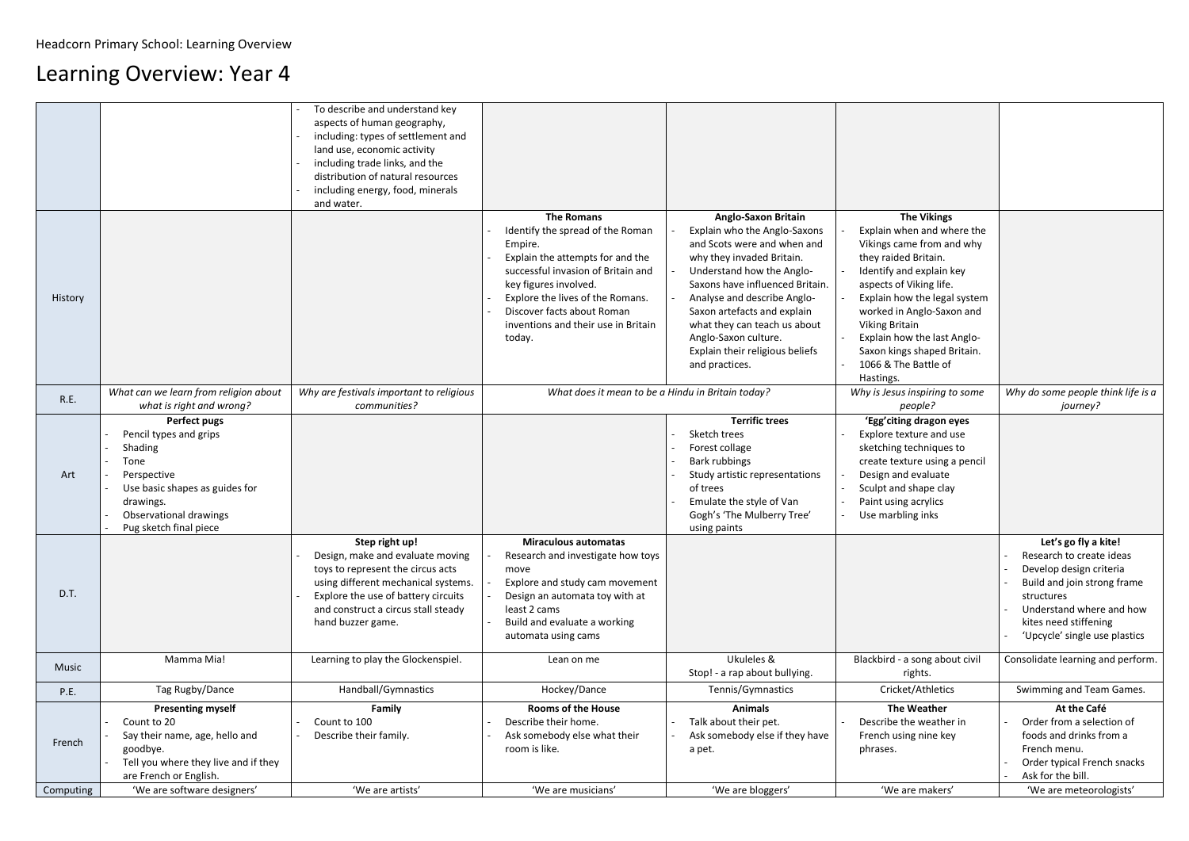Headcorn Primary School: Learning Overview

# Learning Overview: Year 4

| | | | | | | |
|---|---|---|---|---|---|---|
| | | - To describe and understand key aspects of human geography, <br>- including: types of settlement and land use, economic activity <br>- including trade links, and the distribution of natural resources <br>- including energy, food, minerals and water. | | | | |
| History | | | **The Romans** <br>- Identify the spread of the Roman Empire. <br>- Explain the attempts for and the successful invasion of Britain and key figures involved. <br>- Explore the lives of the Romans. <br>- Discover facts about Roman inventions and their use in Britain today. | **Anglo-Saxon Britain** <br>- Explain who the Anglo-Saxons and Scots were and when and why they invaded Britain. <br>- Understand how the Anglo-Saxons have influenced Britain. <br>- Analyse and describe Anglo-Saxon artefacts and explain what they can teach us about Anglo-Saxon culture. Explain their religious beliefs and practices. | **The Vikings** <br>- Explain when and where the Vikings came from and why they raided Britain. <br>- Identify and explain key aspects of Viking life. <br>- Explain how the legal system worked in Anglo-Saxon and Viking Britain <br>- Explain how the last Anglo-Saxon kings shaped Britain. <br>- 1066 & The Battle of Hastings. | |
| R.E. | *What can we learn from religion about what is right and wrong?* | *Why are festivals important to religious communities?* | *What does it mean to be a Hindu in Britain today?* | | *Why is Jesus inspiring to some people?* | *Why do some people think life is a journey?* |
| Art | **Perfect pugs** <br>- Pencil types and grips <br>- Shading <br>- Tone <br>- Perspective <br>- Use basic shapes as guides for drawings. <br>- Observational drawings <br>- Pug sketch final piece | | | **Terrific trees** <br>- Sketch trees <br>- Forest collage <br>- Bark rubbings <br>- Study artistic representations of trees <br>- Emulate the style of Van Gogh's 'The Mulberry Tree' using paints | **'Egg'citing dragon eyes** <br>- Explore texture and use sketching techniques to create texture using a pencil <br>- Design and evaluate <br>- Sculpt and shape clay <br>- Paint using acrylics <br>- Use marbling inks | |
| D.T. | | **Step right up!** <br>- Design, make and evaluate moving toys to represent the circus acts using different mechanical systems. <br>- Explore the use of battery circuits and construct a circus stall steady hand buzzer game. | **Miraculous automatas** <br>- Research and investigate how toys move <br>- Explore and study cam movement <br>- Design an automata toy with at least 2 cams <br>- Build and evaluate a working automata using cams | | | **Let's go fly a kite!** <br>- Research to create ideas <br>- Develop design criteria <br>- Build and join strong frame structures <br>- Understand where and how kites need stiffening <br>- 'Upcycle' single use plastics |
| Music | Mamma Mia! | Learning to play the Glockenspiel. | Lean on me | Ukuleles & Stop! - a rap about bullying. | Blackbird - a song about civil rights. | Consolidate learning and perform. |
| P.E. | Tag Rugby/Dance | Handball/Gymnastics | Hockey/Dance | Tennis/Gymnastics | Cricket/Athletics | Swimming and Team Games. |
| French | **Presenting myself** <br>- Count to 20 <br>- Say their name, age, hello and goodbye. <br>- Tell you where they live and if they are French or English. | **Family** <br>- Count to 100 <br>- Describe their family. | **Rooms of the House** <br>- Describe their home. <br>- Ask somebody else what their room is like. | **Animals** <br>- Talk about their pet. <br>- Ask somebody else if they have a pet. | **The Weather** <br>- Describe the weather in French using nine key phrases. | **At the Café** <br>- Order from a selection of foods and drinks from a French menu. <br>- Order typical French snacks <br>- Ask for the bill. |
| Computing | 'We are software designers' | 'We are artists' | 'We are musicians' | 'We are bloggers' | 'We are makers' | 'We are meteorologists' |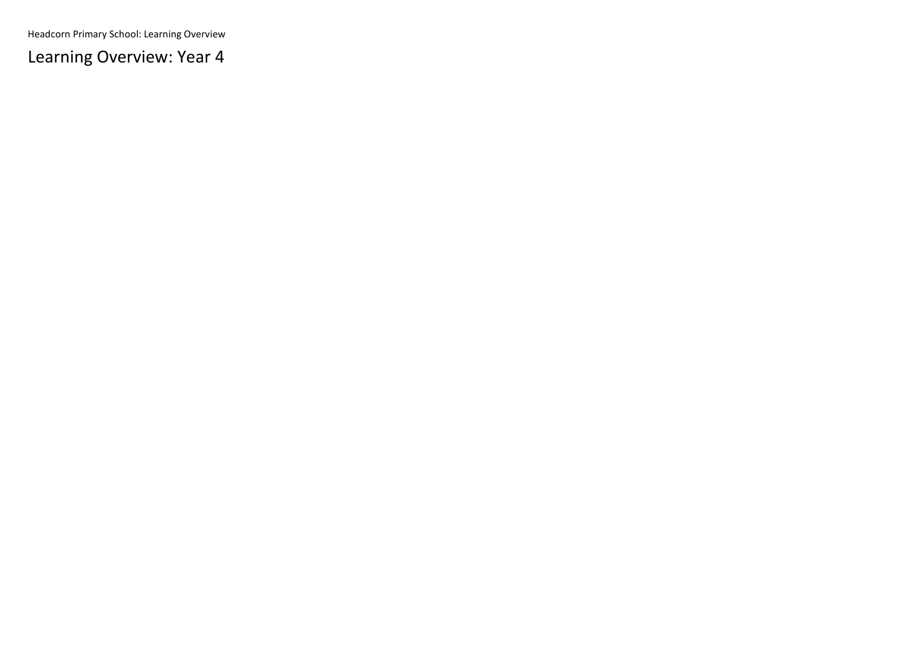# Learning Overview: Year 4